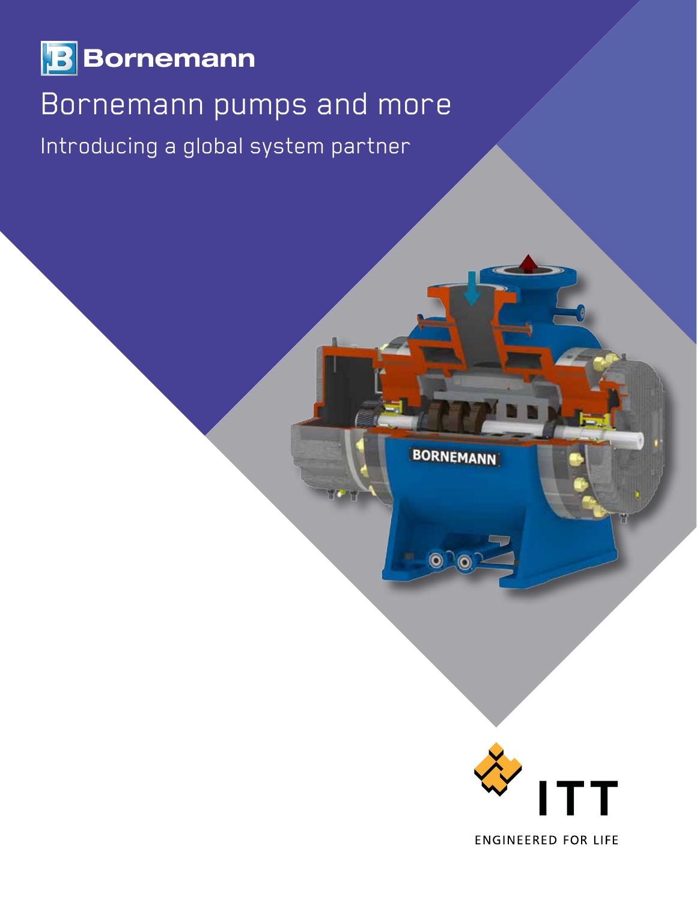Bornemann

# Bornemann pumps and more

## Introducing a global system partner

ITT

ENGINEERED FOR LIFE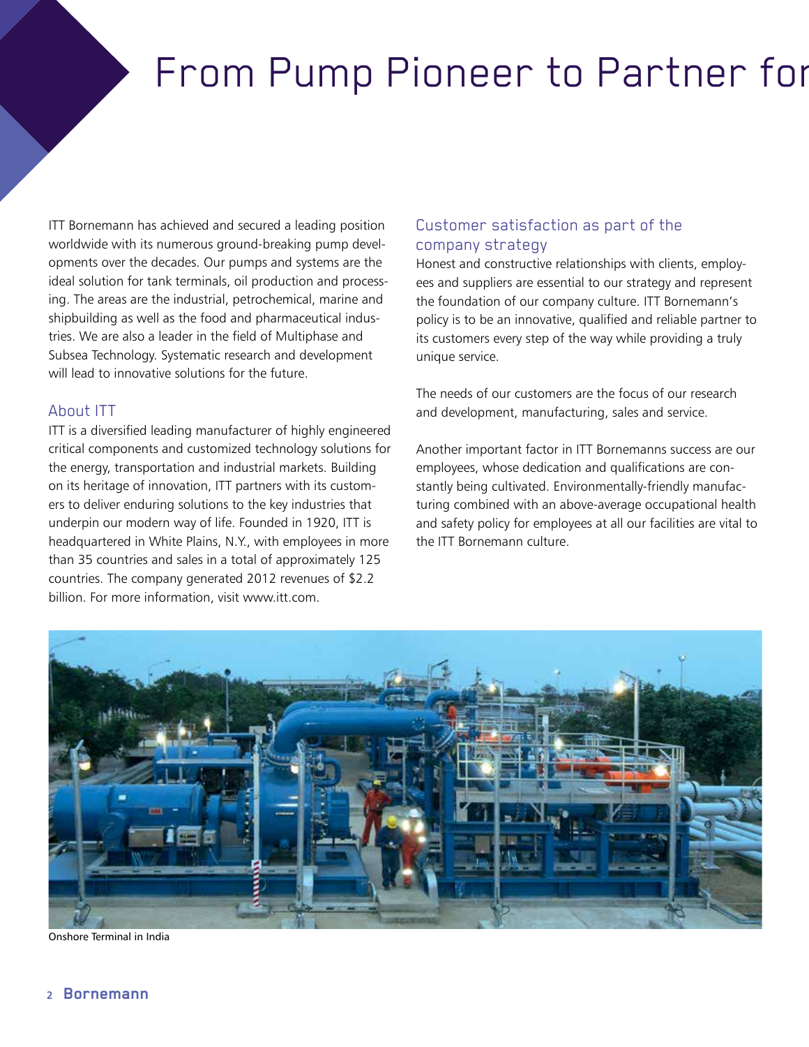# From Pump Pioneer to Partner for

ITT Bornemann has achieved and secured a leading position worldwide with its numerous ground-breaking pump developments over the decades. Our pumps and systems are the ideal solution for tank terminals, oil production and processing. The areas are the industrial, petrochemical, marine and shipbuilding as well as the food and pharmaceutical industries. We are also a leader in the field of Multiphase and Subsea Technology. Systematic research and development will lead to innovative solutions for the future.

## About ITT

ITT is a diversified leading manufacturer of highly engineered critical components and customized technology solutions for the energy, transportation and industrial markets. Building on its heritage of innovation, ITT partners with its customers to deliver enduring solutions to the key industries that underpin our modern way of life. Founded in 1920, ITT is headquartered in White Plains, N.Y., with employees in more than 35 countries and sales in a total of approximately 125 countries. The company generated 2012 revenues of $2.2 billion. For more information, visit www.itt.com.

## Customer satisfaction as part of the company strategy

Honest and constructive relationships with clients, employees and suppliers are essential to our strategy and represent the foundation of our company culture. ITT Bornemann's policy is to be an innovative, qualified and reliable partner to its customers every step of the way while providing a truly unique service.

The needs of our customers are the focus of our research and development, manufacturing, sales and service.

Another important factor in ITT Bornemanns success are our employees, whose dedication and qualifications are constantly being cultivated. Environmentally-friendly manufacturing combined with an above-average occupational health and safety policy for employees at all our facilities are vital to the ITT Bornemann culture.

Onshore Terminal in India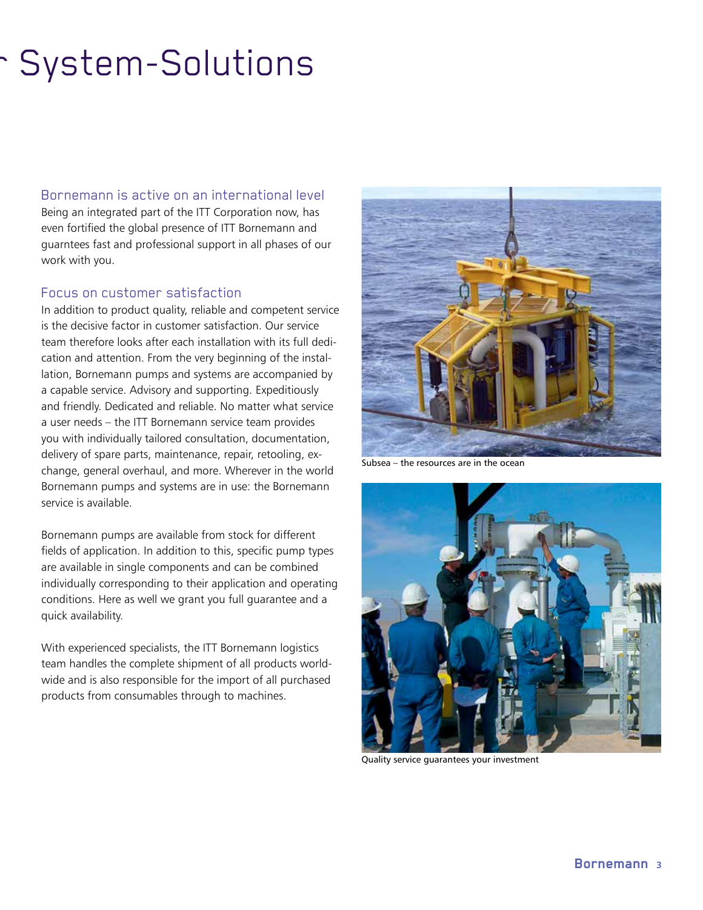# System-Solutions

## Bornemann is active on an international level

Being an integrated part of the ITT Corporation now, has even fortified the global presence of ITT Bornemann and guarntees fast and professional support in all phases of our work with you.

## Focus on customer satisfaction

In addition to product quality, reliable and competent service is the decisive factor in customer satisfaction. Our service team therefore looks after each installation with its full dedication and attention. From the very beginning of the installation, Bornemann pumps and systems are accompanied by a capable service. Advisory and supporting. Expeditiously and friendly. Dedicated and reliable. No matter what service a user needs – the ITT Bornemann service team provides you with individually tailored consultation, documentation, delivery of spare parts, maintenance, repair, retooling, exchange, general overhaul, and more. Wherever in the world Bornemann pumps and systems are in use: the Bornemann service is available.

Bornemann pumps are available from stock for different fields of application. In addition to this, specific pump types are available in single components and can be combined individually corresponding to their application and operating conditions. Here as well we grant you full guarantee and a quick availability.

With experienced specialists, the ITT Bornemann logistics team handles the complete shipment of all products worldwide and is also responsible for the import of all purchased products from consumables through to machines.

Subsea – the resources are in the ocean

Quality service guarantees your investment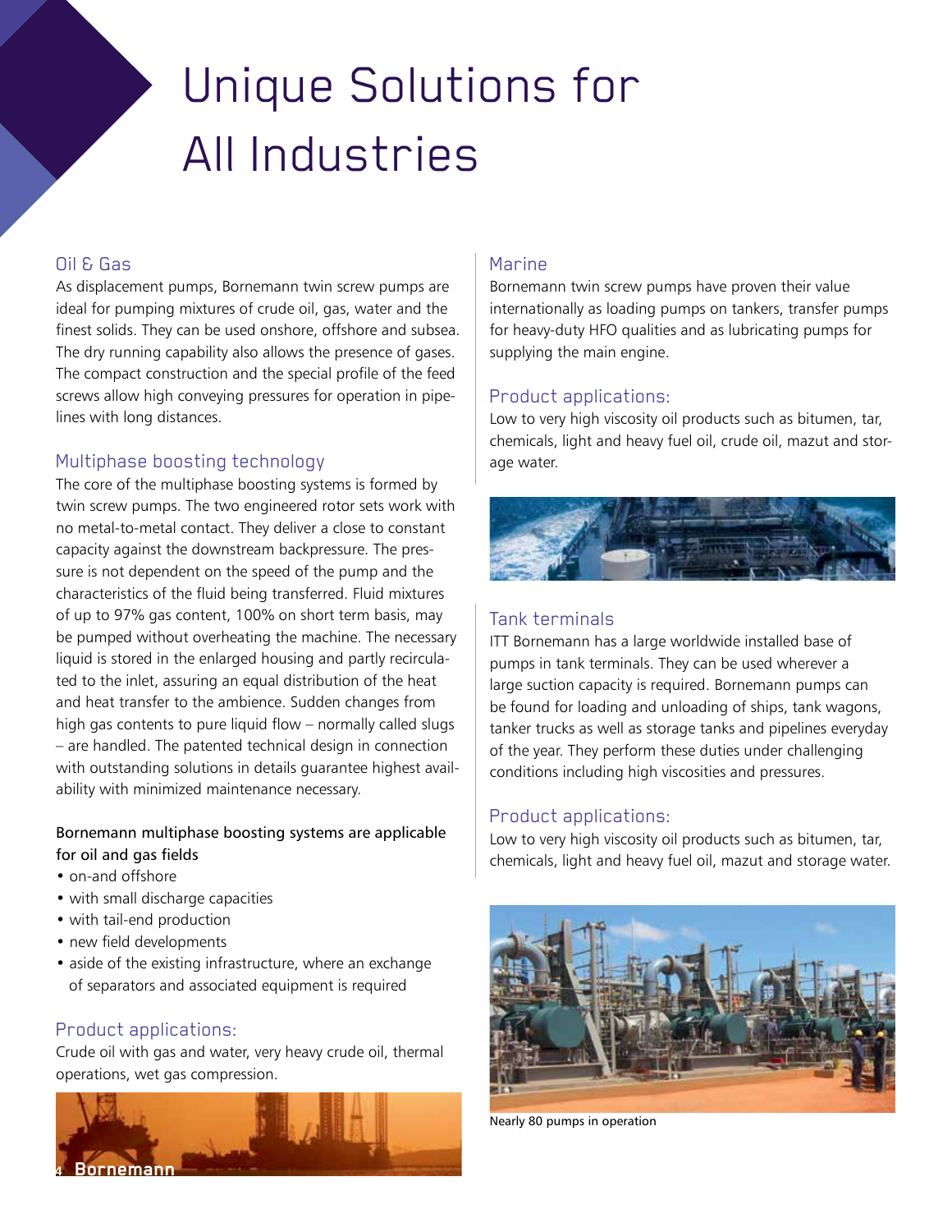# Unique Solutions for All Industries

## Oil & Gas

As displacement pumps, Bornemann twin screw pumps are ideal for pumping mixtures of crude oil, gas, water and the finest solids. They can be used onshore, offshore and subsea. The dry running capability also allows the presence of gases. The compact construction and the special profile of the feed screws allow high conveying pressures for operation in pipelines with long distances.

### Multiphase boosting technology

The core of the multiphase boosting systems is formed by twin screw pumps. The two engineered rotor sets work with no metal-to-metal contact. They deliver a close to constant capacity against the downstream backpressure. The pressure is not dependent on the speed of the pump and the characteristics of the fluid being transferred. Fluid mixtures of up to 97% gas content, 100% on short term basis, may be pumped without overheating the machine. The necessary liquid is stored in the enlarged housing and partly recirculated to the inlet, assuring an equal distribution of the heat and heat transfer to the ambience. Sudden changes from high gas contents to pure liquid flow – normally called slugs – are handled. The patented technical design in connection with outstanding solutions in details guarantee highest availability with minimized maintenance necessary.

Bornemann multiphase boosting systems are applicable for oil and gas fields

- on-and offshore
- with small discharge capacities
- with tail-end production
- new field developments
- aside of the existing infrastructure, where an exchange of separators and associated equipment is required

### Product applications:

Crude oil with gas and water, very heavy crude oil, thermal operations, wet gas compression.

## Marine

Bornemann twin screw pumps have proven their value internationally as loading pumps on tankers, transfer pumps for heavy-duty HFO qualities and as lubricating pumps for supplying the main engine.

### Product applications:

Low to very high viscosity oil products such as bitumen, tar, chemicals, light and heavy fuel oil, crude oil, mazut and storage water.

## Tank terminals

ITT Bornemann has a large worldwide installed base of pumps in tank terminals. They can be used wherever a large suction capacity is required. Bornemann pumps can be found for loading and unloading of ships, tank wagons, tanker trucks as well as storage tanks and pipelines everyday of the year. They perform these duties under challenging conditions including high viscosities and pressures.

### Product applications:

Low to very high viscosity oil products such as bitumen, tar, chemicals, light and heavy fuel oil, mazut and storage water.

Nearly 80 pumps in operation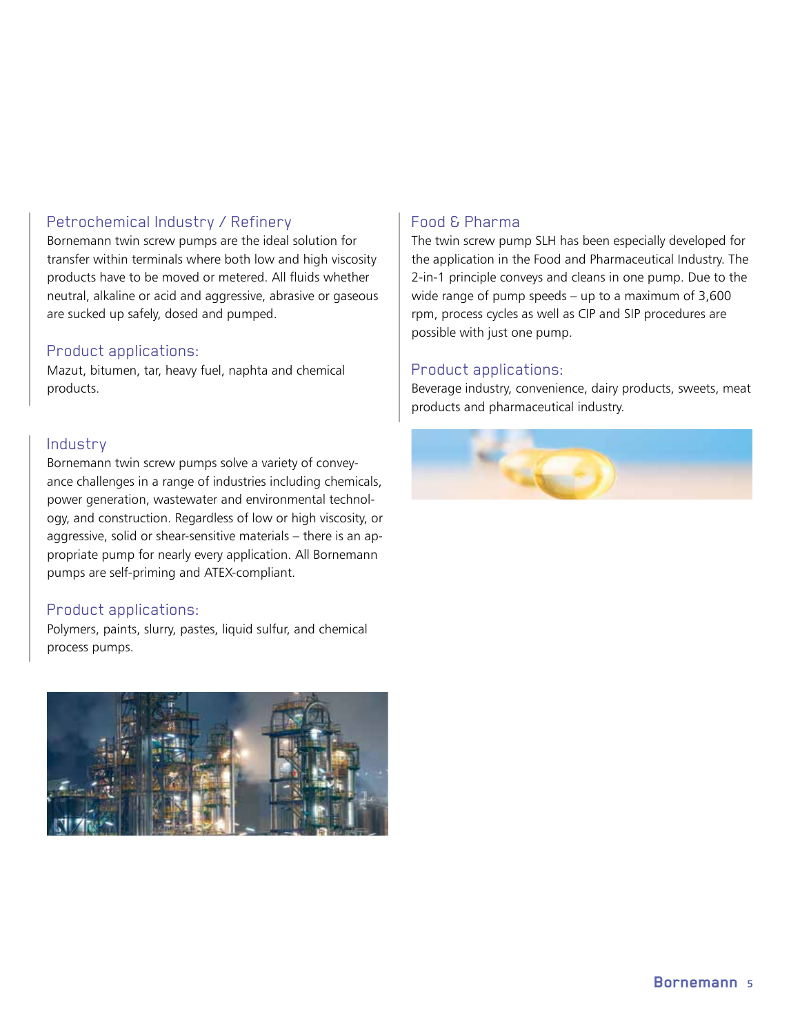## Petrochemical Industry / Refinery

Bornemann twin screw pumps are the ideal solution for transfer within terminals where both low and high viscosity products have to be moved or metered. All fluids whether neutral, alkaline or acid and aggressive, abrasive or gaseous are sucked up safely, dosed and pumped.

### Product applications:

Mazut, bitumen, tar, heavy fuel, naphta and chemical products.

## Industry

Bornemann twin screw pumps solve a variety of conveyance challenges in a range of industries including chemicals, power generation, wastewater and environmental technology, and construction. Regardless of low or high viscosity, or aggressive, solid or shear-sensitive materials – there is an appropriate pump for nearly every application. All Bornemann pumps are self-priming and ATEX-compliant.

### Product applications:

Polymers, paints, slurry, pastes, liquid sulfur, and chemical process pumps.

## Food & Pharma

The twin screw pump SLH has been especially developed for the application in the Food and Pharmaceutical Industry. The 2-in-1 principle conveys and cleans in one pump. Due to the wide range of pump speeds – up to a maximum of 3,600 rpm, process cycles as well as CIP and SIP procedures are possible with just one pump.

### Product applications:

Beverage industry, convenience, dairy products, sweets, meat products and pharmaceutical industry.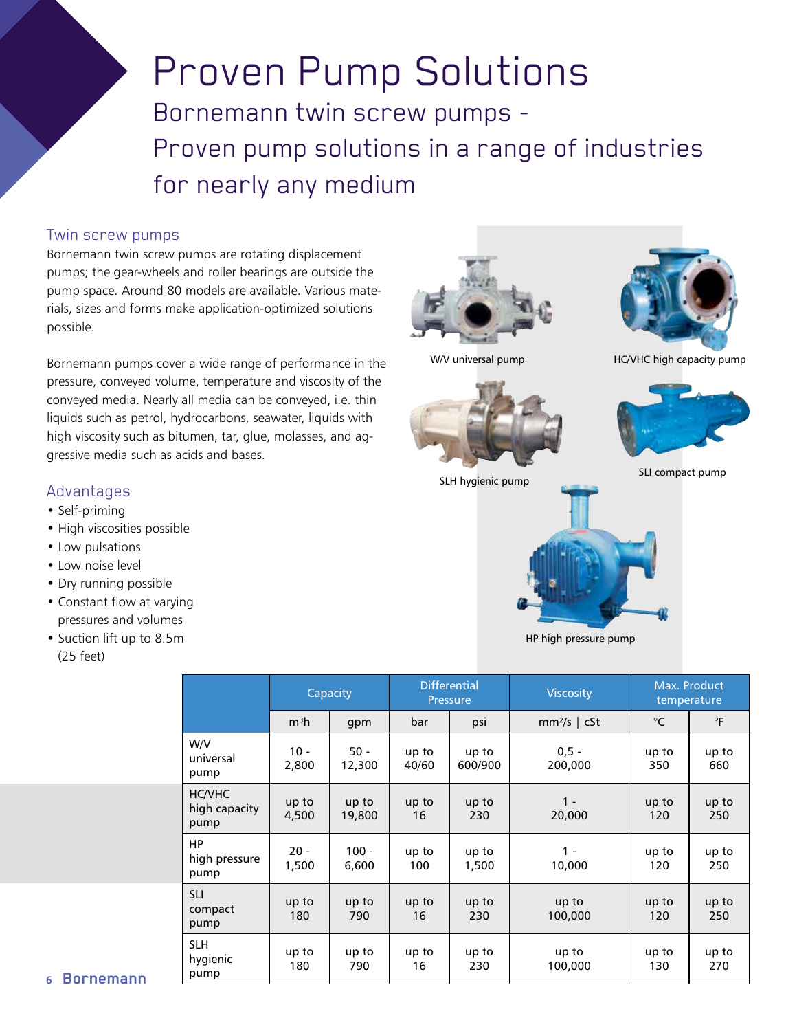# Proven Pump Solutions

## Bornemann twin screw pumps - Proven pump solutions in a range of industries for nearly any medium

### Twin screw pumps

Bornemann twin screw pumps are rotating displacement pumps; the gear-wheels and roller bearings are outside the pump space. Around 80 models are available. Various materials, sizes and forms make application-optimized solutions possible.

Bornemann pumps cover a wide range of performance in the pressure, conveyed volume, temperature and viscosity of the conveyed media. Nearly all media can be conveyed, i.e. thin liquids such as petrol, hydrocarbons, seawater, liquids with high viscosity such as bitumen, tar, glue, molasses, and aggressive media such as acids and bases.

### Advantages

- Self-priming
- High viscosities possible
- Low pulsations
- Low noise level
- Dry running possible
- Constant flow at varying pressures and volumes
- Suction lift up to 8.5m (25 feet)

W/V universal pump

HC/VHC high capacity pump

SLH hygienic pump

SLI compact pump

HP high pressure pump

| | Capacity | | Differential Pressure | | Viscosity | Max. Product temperature | |
|---|---|---|---|---|---|---|---|
| | $m^3h$ | gpm | bar | psi | $mm^2/s$ \| cSt | °C | °F |
| W/V universal pump | 10 - 2,800 | 50 - 12,300 | up to 40/60 | up to 600/900 | 0,5 - 200,000 | up to 350 | up to 660 |
| HC/VHC high capacity pump | up to 4,500 | up to 19,800 | up to 16 | up to 230 | 1 - 20,000 | up to 120 | up to 250 |
| HP high pressure pump | 20 - 1,500 | 100 - 6,600 | up to 100 | up to 1,500 | 1 - 10,000 | up to 120 | up to 250 |
| SLI compact pump | up to 180 | up to 790 | up to 16 | up to 230 | up to 100,000 | up to 120 | up to 250 |
| SLH hygienic pump | up to 180 | up to 790 | up to 16 | up to 230 | up to 100,000 | up to 130 | up to 270 |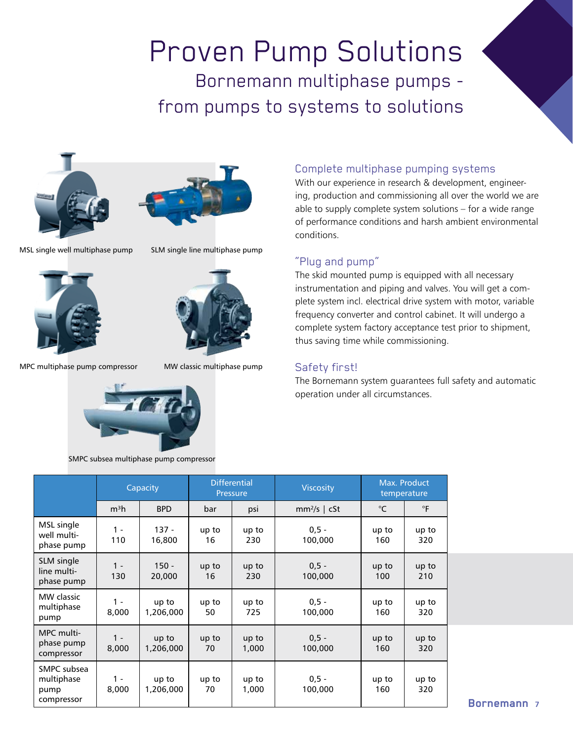# Proven Pump Solutions

## Bornemann multiphase pumps - from pumps to systems to solutions

MSL single well multiphase pump

SLM single line multiphase pump

MPC multiphase pump compressor

MW classic multiphase pump

SMPC subsea multiphase pump compressor

### Complete multiphase pumping systems

With our experience in research & development, engineering, production and commissioning all over the world we are able to supply complete system solutions – for a wide range of performance conditions and harsh ambient environmental conditions.

### "Plug and pump"

The skid mounted pump is equipped with all necessary instrumentation and piping and valves. You will get a complete system incl. electrical drive system with motor, variable frequency converter and control cabinet. It will undergo a complete system factory acceptance test prior to shipment, thus saving time while commissioning.

### Safety first!

The Bornemann system guarantees full safety and automatic operation under all circumstances.

| | Capacity | | Differential Pressure | | Viscosity | Max. Product temperature | |
|---|---|---|---|---|---|---|---|
| | $m^3h$ | BPD | bar | psi | $mm^2/s$ \| cSt | °C | °F |
| MSL single well multiphase pump | 1 - 110 | 137 - 16,800 | up to 16 | up to 230 | 0,5 - 100,000 | up to 160 | up to 320 |
| SLM single line multiphase pump | 1 - 130 | 150 - 20,000 | up to 16 | up to 230 | 0,5 - 100,000 | up to 100 | up to 210 |
| MW classic multiphase pump | 1 - 8,000 | up to 1,206,000 | up to 50 | up to 725 | 0,5 - 100,000 | up to 160 | up to 320 |
| MPC multiphase pump compressor | 1 - 8,000 | up to 1,206,000 | up to 70 | up to 1,000 | 0,5 - 100,000 | up to 160 | up to 320 |
| SMPC subsea multiphase pump compressor | 1 - 8,000 | up to 1,206,000 | up to 70 | up to 1,000 | 0,5 - 100,000 | up to 160 | up to 320 |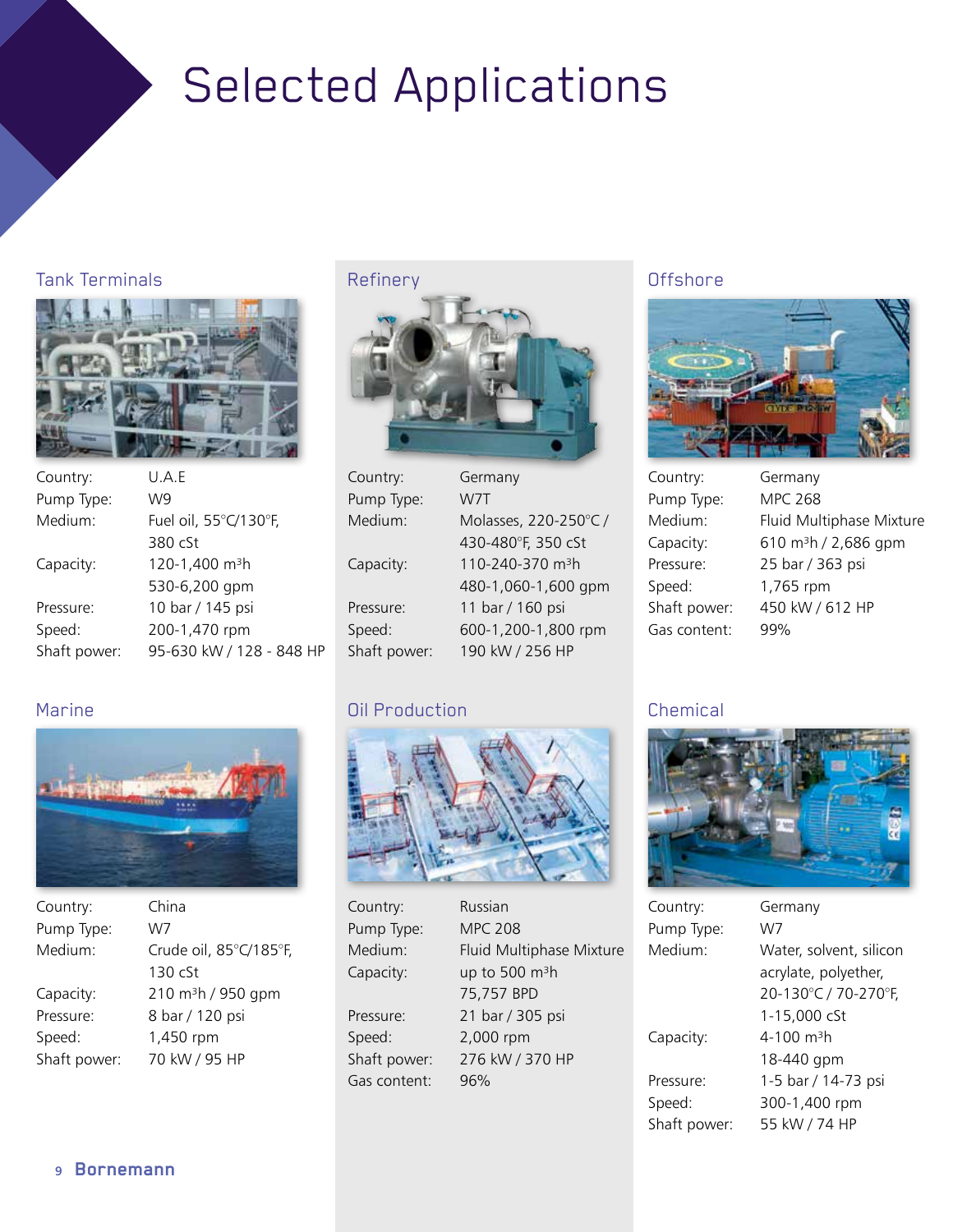# Selected Applications

## Tank Terminals

| | |
|---|---|
| Country: | U.A.E |
| Pump Type: | W9 |
| Medium: | Fuel oil, 55°C/130°F, 380 cSt |
| Capacity: | 120-1,400 m³h<br>530-6,200 gpm |
| Pressure: | 10 bar / 145 psi |
| Speed: | 200-1,470 rpm |
| Shaft power: | 95-630 kW / 128 - 848 HP |

## Refinery

| | |
|---|---|
| Country: | Germany |
| Pump Type: | W7T |
| Medium: | Molasses, 220-250°C / 430-480°F, 350 cSt |
| Capacity: | 110-240-370 m³h<br>480-1,060-1,600 gpm |
| Pressure: | 11 bar / 160 psi |
| Speed: | 600-1,200-1,800 rpm |
| Shaft power: | 190 kW / 256 HP |

## Offshore

| | |
|---|---|
| Country: | Germany |
| Pump Type: | MPC 268 |
| Medium: | Fluid Multiphase Mixture |
| Capacity: | 610 m³h / 2,686 gpm |
| Pressure: | 25 bar / 363 psi |
| Speed: | 1,765 rpm |
| Shaft power: | 450 kW / 612 HP |
| Gas content: | 99% |

## Marine

| | |
|---|---|
| Country: | China |
| Pump Type: | W7 |
| Medium: | Crude oil, 85°C/185°F, 130 cSt |
| Capacity: | 210 m³h / 950 gpm |
| Pressure: | 8 bar / 120 psi |
| Speed: | 1,450 rpm |
| Shaft power: | 70 kW / 95 HP |

## Oil Production

| | |
|---|---|
| Country: | Russian |
| Pump Type: | MPC 208 |
| Medium: | Fluid Multiphase Mixture |
| Capacity: | up to 500 m³h<br>75,757 BPD |
| Pressure: | 21 bar / 305 psi |
| Speed: | 2,000 rpm |
| Shaft power: | 276 kW / 370 HP |
| Gas content: | 96% |

## Chemical

| | |
|---|---|
| Country: | Germany |
| Pump Type: | W7 |
| Medium: | Water, solvent, silicon acrylate, polyether, 20-130°C / 70-270°F, 1-15,000 cSt |
| Capacity: | 4-100 m³h<br>18-440 gpm |
| Pressure: | 1-5 bar / 14-73 psi |
| Speed: | 300-1,400 rpm |
| Shaft power: | 55 kW / 74 HP |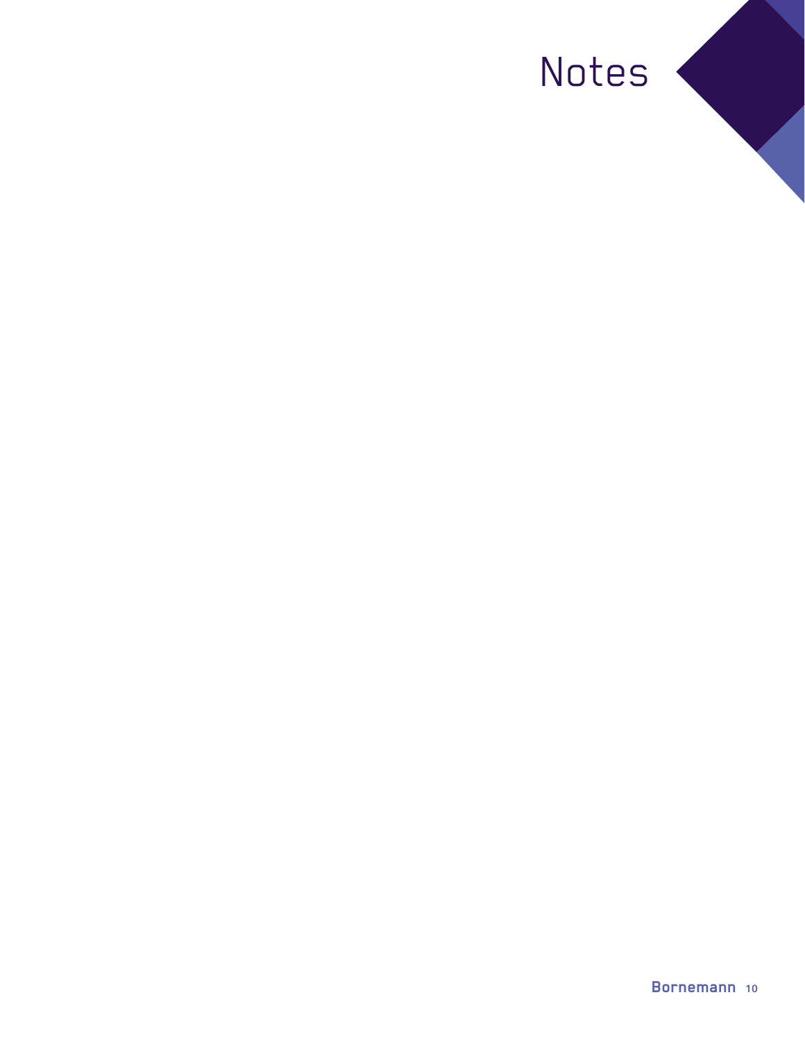# Notes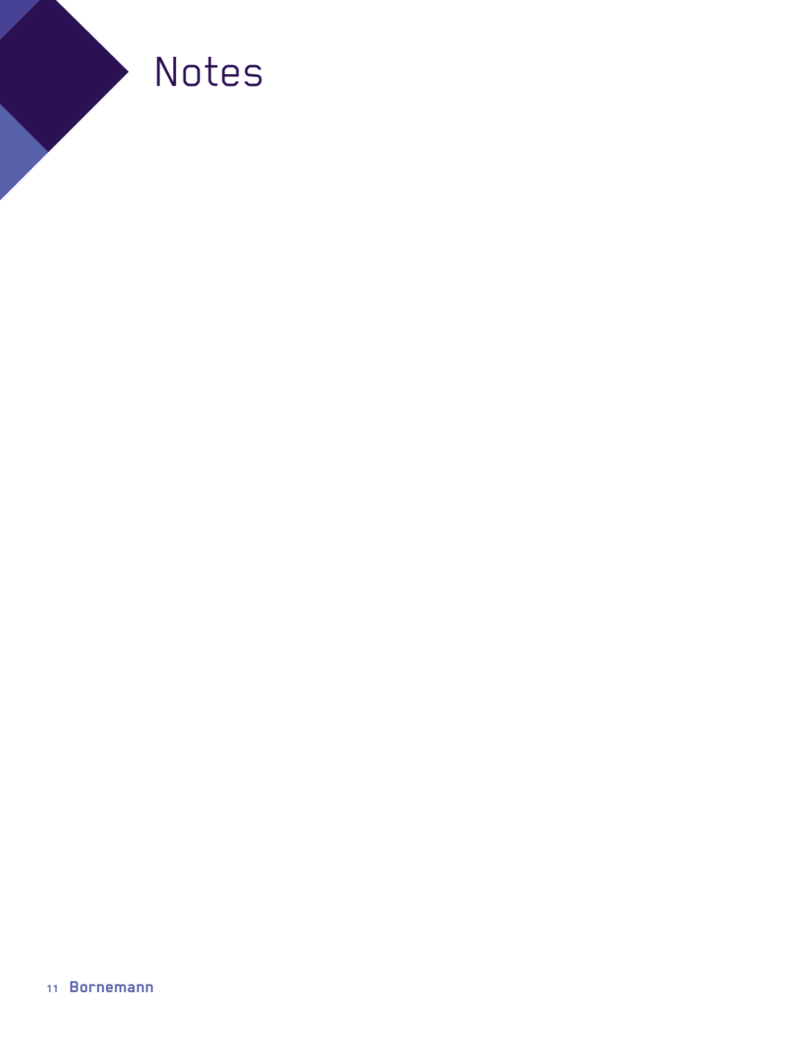# Notes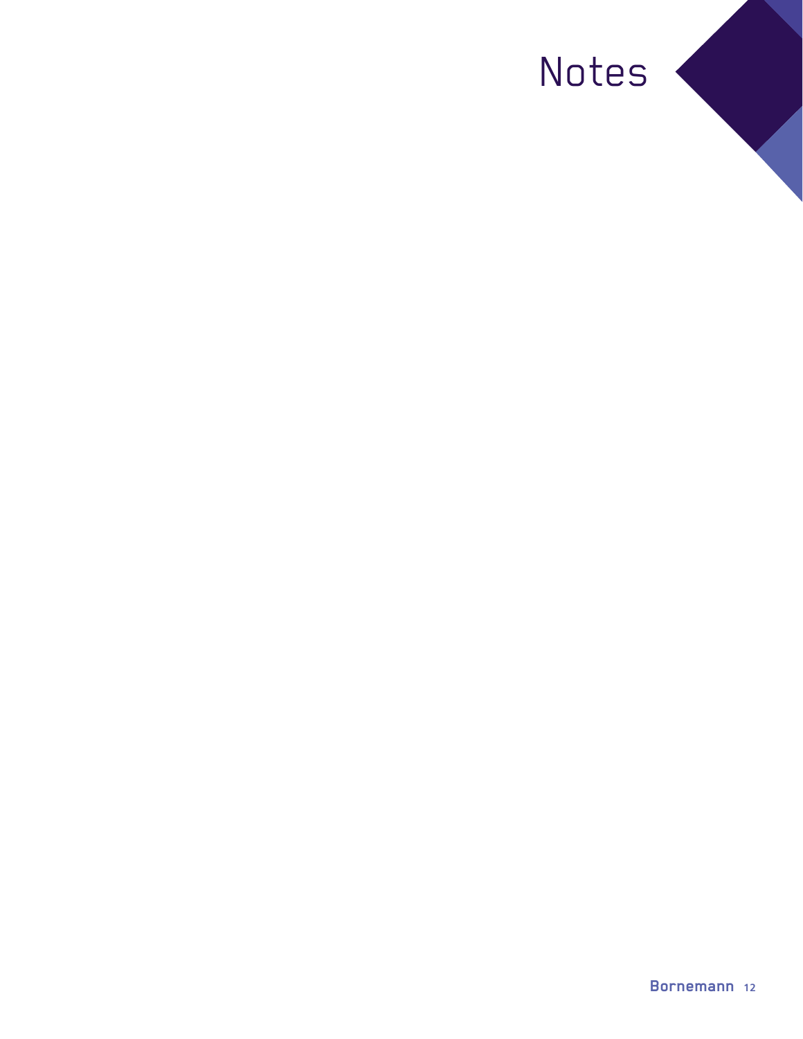# Notes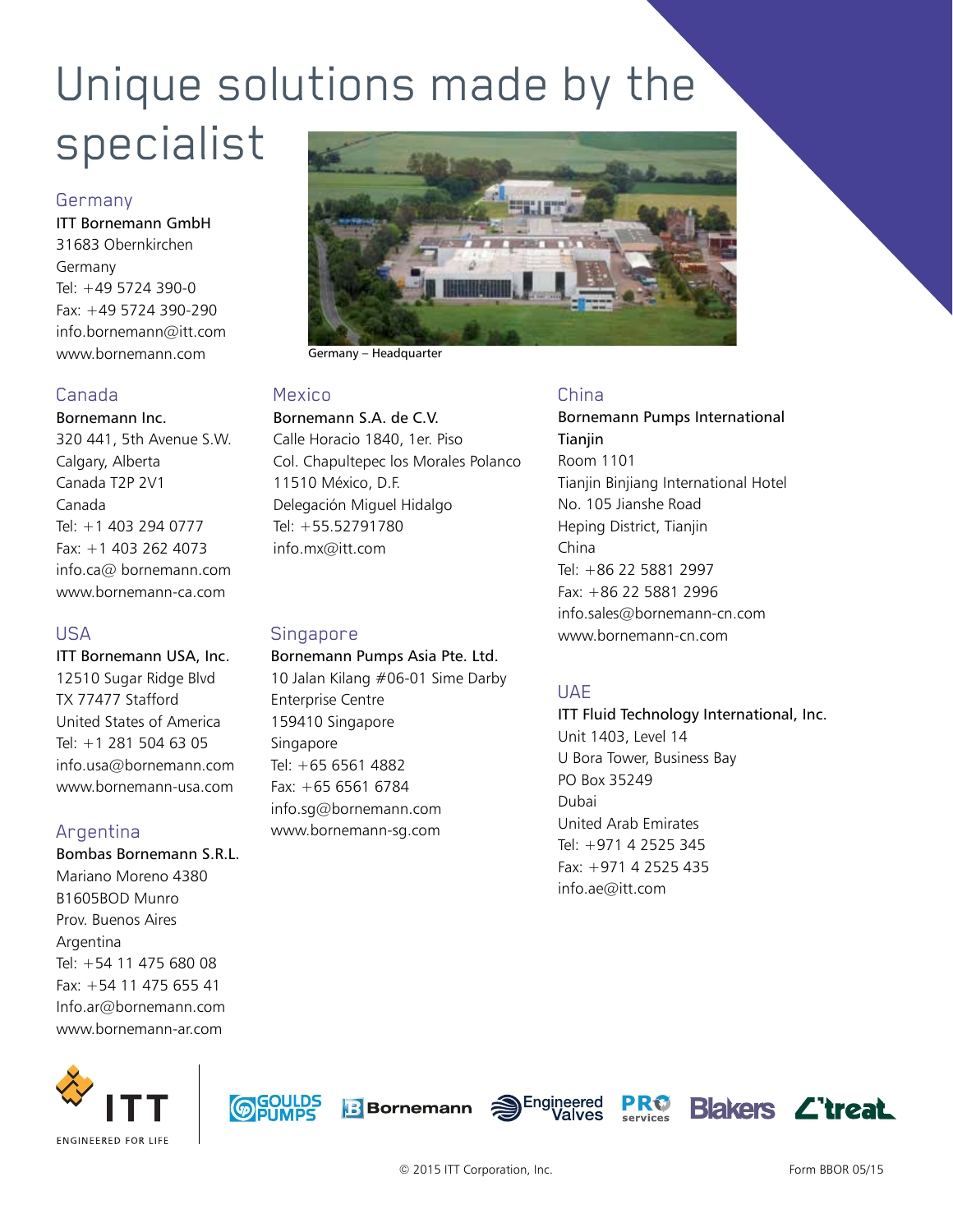# Unique solutions made by the specialist

## Germany

**ITT Bornemann GmbH**
31683 Obernkirchen
Germany
Tel: +49 5724 390-0
Fax: +49 5724 390-290
info.bornemann@itt.com
www.bornemann.com

Germany – Headquarter

## Canada

**Bornemann Inc.**
320 441, 5th Avenue S.W.
Calgary, Alberta
Canada T2P 2V1
Canada
Tel: +1 403 294 0777
Fax: +1 403 262 4073
info.ca@ bornemann.com
www.bornemann-ca.com

## USA

**ITT Bornemann USA, Inc.**
12510 Sugar Ridge Blvd
TX 77477 Stafford
United States of America
Tel: +1 281 504 63 05
info.usa@bornemann.com
www.bornemann-usa.com

## Argentina

**Bombas Bornemann S.R.L.**
Mariano Moreno 4380
B1605BOD Munro
Prov. Buenos Aires
Argentina
Tel: +54 11 475 680 08
Fax: +54 11 475 655 41
Info.ar@bornemann.com
www.bornemann-ar.com

## Mexico

**Bornemann S.A. de C.V.**
Calle Horacio 1840, 1er. Piso
Col. Chapultepec los Morales Polanco
11510 México, D.F.
Delegación Miguel Hidalgo
Tel: +55.52791780
info.mx@itt.com

## Singapore

**Bornemann Pumps Asia Pte. Ltd.**
10 Jalan Kilang #06-01 Sime Darby
Enterprise Centre
159410 Singapore
Singapore
Tel: +65 6561 4882
Fax: +65 6561 6784
info.sg@bornemann.com
www.bornemann-sg.com

## China

**Bornemann Pumps International Tianjin**
Room 1101
Tianjin Binjiang International Hotel
No. 105 Jianshe Road
Heping District, Tianjin
China
Tel: +86 22 5881 2997
Fax: +86 22 5881 2996
info.sales@bornemann-cn.com
www.bornemann-cn.com

## UAE

**ITT Fluid Technology International, Inc.**
Unit 1403, Level 14
U Bora Tower, Business Bay
PO Box 35249
Dubai
United Arab Emirates
Tel: +971 4 2525 345
Fax: +971 4 2525 435
info.ae@itt.com

ITT ENGINEERED FOR LIFE

GOULDS PUMPS | Bornemann | Engineered Valves | PRO services | Blakers | C'treat

© 2015 ITT Corporation, Inc.

Form BBOR 05/15